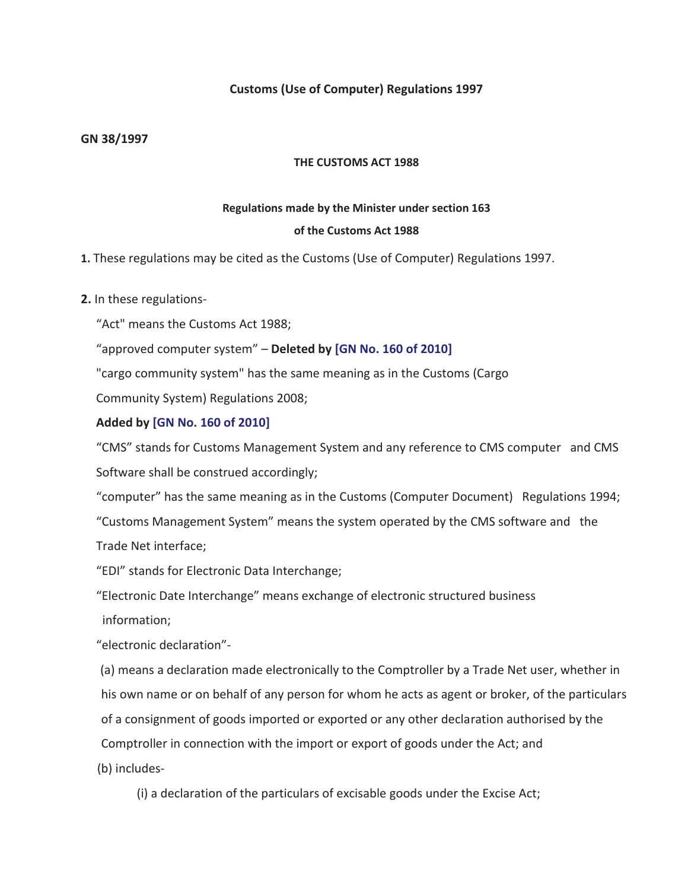# Customs (Use of Computer) Regulations 1997

**GN 38/1997**

**THE CUSTOMS ACT 1988**

**Regulations made by the Minister under section 163**
**of the Customs Act 1988**

**1.** These regulations may be cited as the Customs (Use of Computer) Regulations 1997.

**2.** In these regulations-

"Act" means the Customs Act 1988;

"approved computer system" – **Deleted by [GN No. 160 of 2010]**

"cargo community system" has the same meaning as in the Customs (Cargo Community System) Regulations 2008;

**Added by [GN No. 160 of 2010]**

"CMS" stands for Customs Management System and any reference to CMS computer and CMS Software shall be construed accordingly;

"computer" has the same meaning as in the Customs (Computer Document) Regulations 1994;

"Customs Management System" means the system operated by the CMS software and the Trade Net interface;

"EDI" stands for Electronic Data Interchange;

"Electronic Date Interchange" means exchange of electronic structured business information;

"electronic declaration"-

(a) means a declaration made electronically to the Comptroller by a Trade Net user, whether in his own name or on behalf of any person for whom he acts as agent or broker, of the particulars of a consignment of goods imported or exported or any other declaration authorised by the Comptroller in connection with the import or export of goods under the Act; and

(b) includes-

(i) a declaration of the particulars of excisable goods under the Excise Act;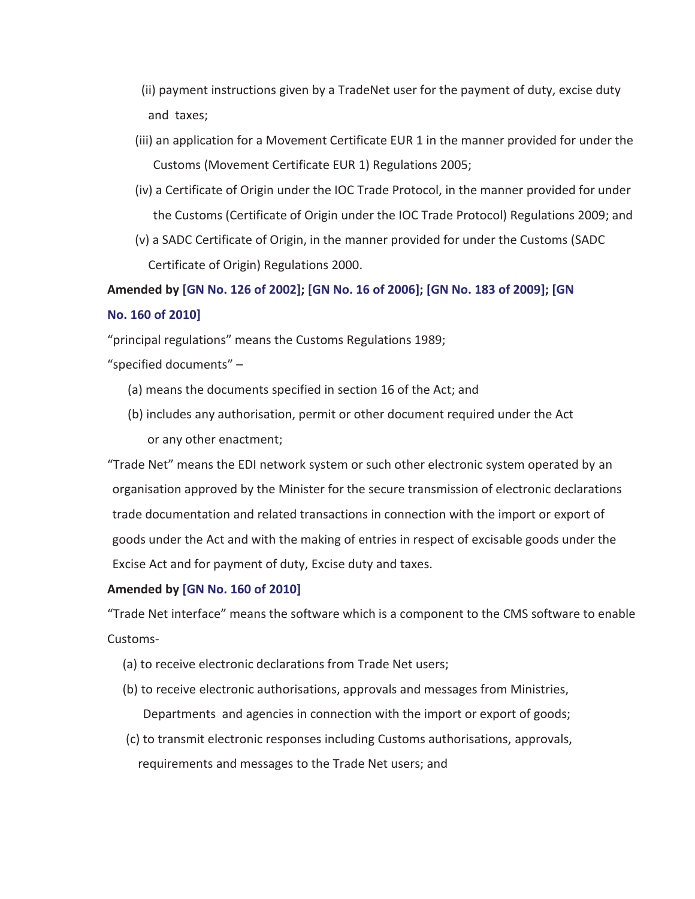(ii) payment instructions given by a TradeNet user for the payment of duty, excise duty and taxes;

(iii) an application for a Movement Certificate EUR 1 in the manner provided for under the Customs (Movement Certificate EUR 1) Regulations 2005;

(iv) a Certificate of Origin under the IOC Trade Protocol, in the manner provided for under the Customs (Certificate of Origin under the IOC Trade Protocol) Regulations 2009; and

(v) a SADC Certificate of Origin, in the manner provided for under the Customs (SADC Certificate of Origin) Regulations 2000.

**Amended by [GN No. 126 of 2002]; [GN No. 16 of 2006]; [GN No. 183 of 2009]; [GN No. 160 of 2010]**

"principal regulations" means the Customs Regulations 1989;

"specified documents" –

(a) means the documents specified in section 16 of the Act; and

(b) includes any authorisation, permit or other document required under the Act or any other enactment;

"Trade Net" means the EDI network system or such other electronic system operated by an organisation approved by the Minister for the secure transmission of electronic declarations trade documentation and related transactions in connection with the import or export of goods under the Act and with the making of entries in respect of excisable goods under the Excise Act and for payment of duty, Excise duty and taxes.

**Amended by [GN No. 160 of 2010]**

"Trade Net interface" means the software which is a component to the CMS software to enable Customs-

(a) to receive electronic declarations from Trade Net users;

(b) to receive electronic authorisations, approvals and messages from Ministries, Departments and agencies in connection with the import or export of goods;

(c) to transmit electronic responses including Customs authorisations, approvals, requirements and messages to the Trade Net users; and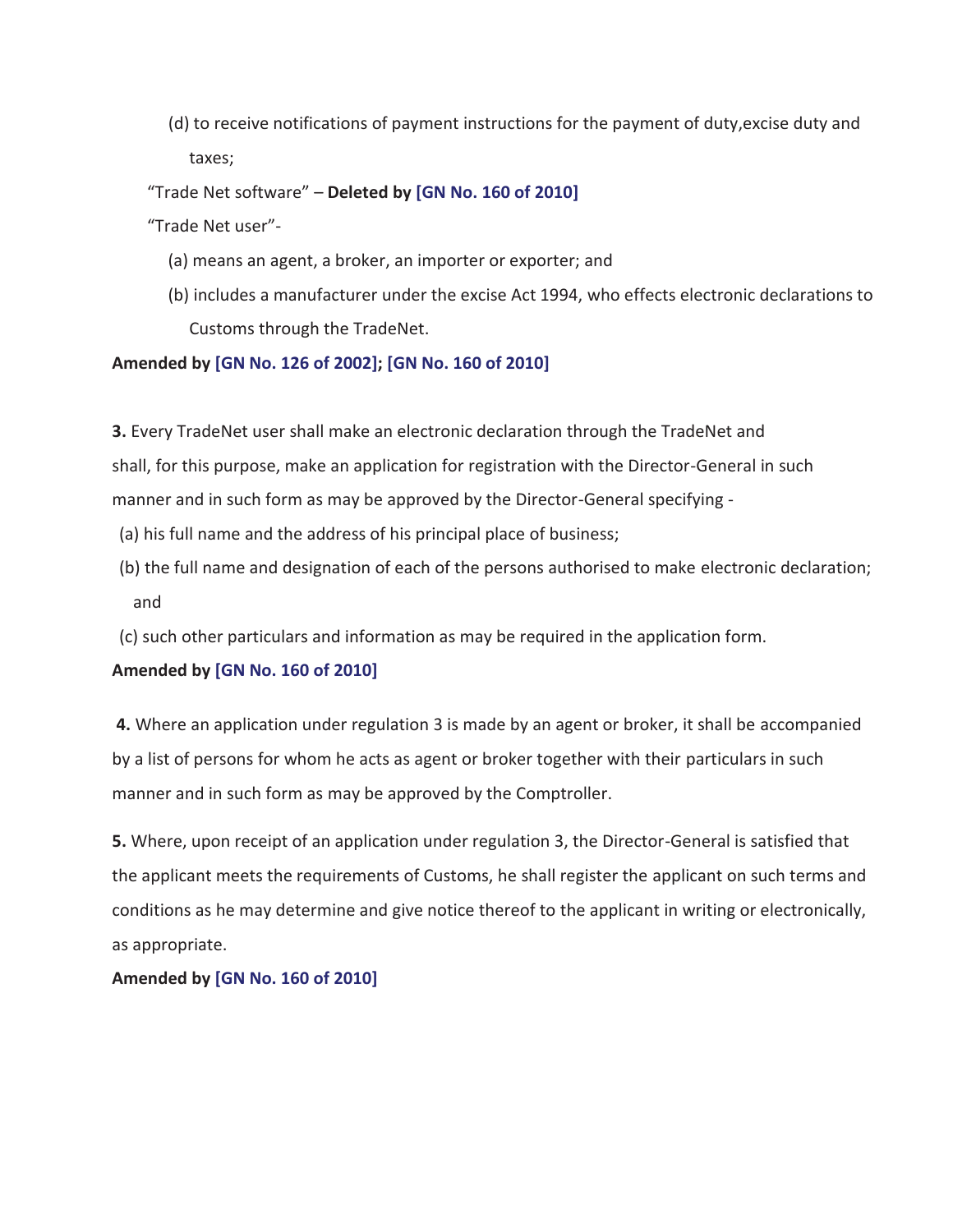(d) to receive notifications of payment instructions for the payment of duty,excise duty and taxes;

"Trade Net software" – **Deleted by [GN No. 160 of 2010]**

"Trade Net user"-

(a) means an agent, a broker, an importer or exporter; and

(b) includes a manufacturer under the excise Act 1994, who effects electronic declarations to Customs through the TradeNet.

**Amended by [GN No. 126 of 2002]; [GN No. 160 of 2010]**

**3.** Every TradeNet user shall make an electronic declaration through the TradeNet and shall, for this purpose, make an application for registration with the Director-General in such manner and in such form as may be approved by the Director-General specifying -

(a) his full name and the address of his principal place of business;

(b) the full name and designation of each of the persons authorised to make electronic declaration; and

(c) such other particulars and information as may be required in the application form.

**Amended by [GN No. 160 of 2010]**

**4.** Where an application under regulation 3 is made by an agent or broker, it shall be accompanied by a list of persons for whom he acts as agent or broker together with their particulars in such manner and in such form as may be approved by the Comptroller.

**5.** Where, upon receipt of an application under regulation 3, the Director-General is satisfied that the applicant meets the requirements of Customs, he shall register the applicant on such terms and conditions as he may determine and give notice thereof to the applicant in writing or electronically, as appropriate.

**Amended by [GN No. 160 of 2010]**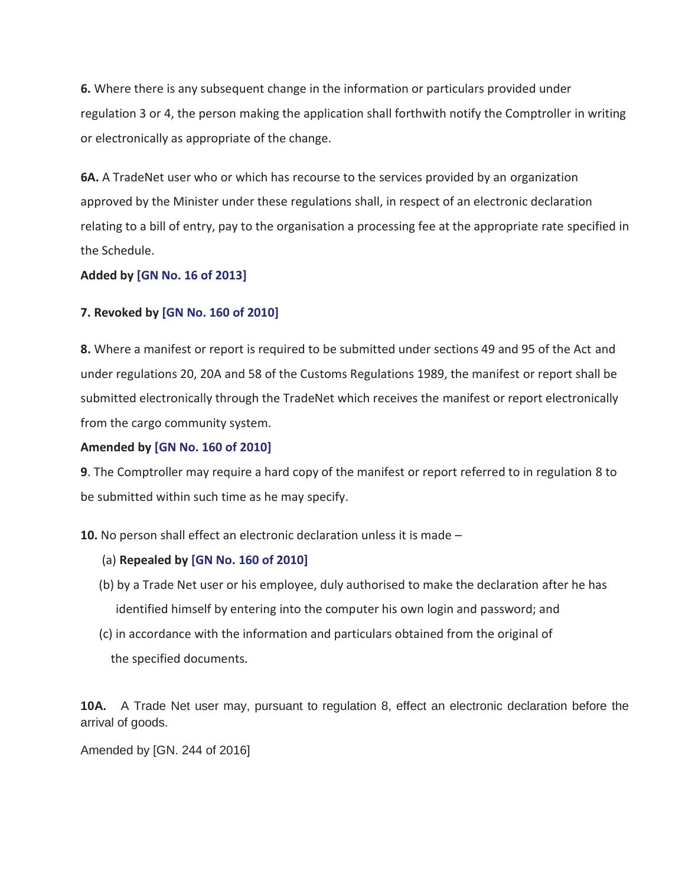**6.** Where there is any subsequent change in the information or particulars provided under regulation 3 or 4, the person making the application shall forthwith notify the Comptroller in writing or electronically as appropriate of the change.

**6A.** A TradeNet user who or which has recourse to the services provided by an organization approved by the Minister under these regulations shall, in respect of an electronic declaration relating to a bill of entry, pay to the organisation a processing fee at the appropriate rate specified in the Schedule.

**Added by [GN No. 16 of 2013]**

**7. Revoked by [GN No. 160 of 2010]**

**8.** Where a manifest or report is required to be submitted under sections 49 and 95 of the Act and under regulations 20, 20A and 58 of the Customs Regulations 1989, the manifest or report shall be submitted electronically through the TradeNet which receives the manifest or report electronically from the cargo community system.

**Amended by [GN No. 160 of 2010]**

**9**. The Comptroller may require a hard copy of the manifest or report referred to in regulation 8 to be submitted within such time as he may specify.

**10.** No person shall effect an electronic declaration unless it is made –

(a) **Repealed by [GN No. 160 of 2010]**

(b) by a Trade Net user or his employee, duly authorised to make the declaration after he has identified himself by entering into the computer his own login and password; and

(c) in accordance with the information and particulars obtained from the original of the specified documents.

**10A.** A Trade Net user may, pursuant to regulation 8, effect an electronic declaration before the arrival of goods.

Amended by [GN. 244 of 2016]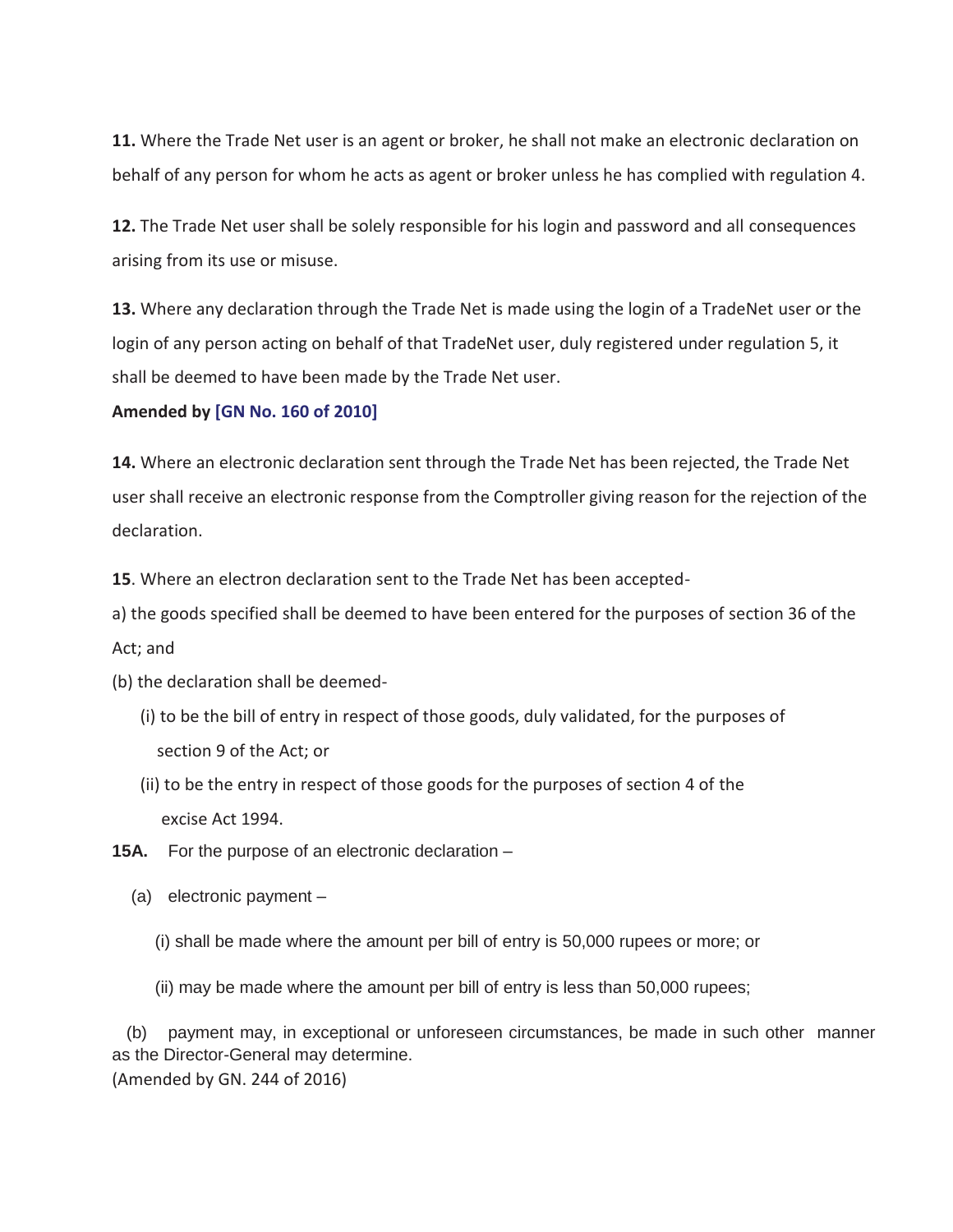**11.** Where the Trade Net user is an agent or broker, he shall not make an electronic declaration on behalf of any person for whom he acts as agent or broker unless he has complied with regulation 4.

**12.** The Trade Net user shall be solely responsible for his login and password and all consequences arising from its use or misuse.

**13.** Where any declaration through the Trade Net is made using the login of a TradeNet user or the login of any person acting on behalf of that TradeNet user, duly registered under regulation 5, it shall be deemed to have been made by the Trade Net user.

**Amended by [GN No. 160 of 2010]**

**14.** Where an electronic declaration sent through the Trade Net has been rejected, the Trade Net user shall receive an electronic response from the Comptroller giving reason for the rejection of the declaration.

**15**. Where an electron declaration sent to the Trade Net has been accepted-

a) the goods specified shall be deemed to have been entered for the purposes of section 36 of the Act; and

(b) the declaration shall be deemed-

(i) to be the bill of entry in respect of those goods, duly validated, for the purposes of section 9 of the Act; or

(ii) to be the entry in respect of those goods for the purposes of section 4 of the excise Act 1994.

**15A.** For the purpose of an electronic declaration –

(a) electronic payment –

(i) shall be made where the amount per bill of entry is 50,000 rupees or more; or

(ii) may be made where the amount per bill of entry is less than 50,000 rupees;

(b) payment may, in exceptional or unforeseen circumstances, be made in such other manner as the Director-General may determine.

(Amended by GN. 244 of 2016)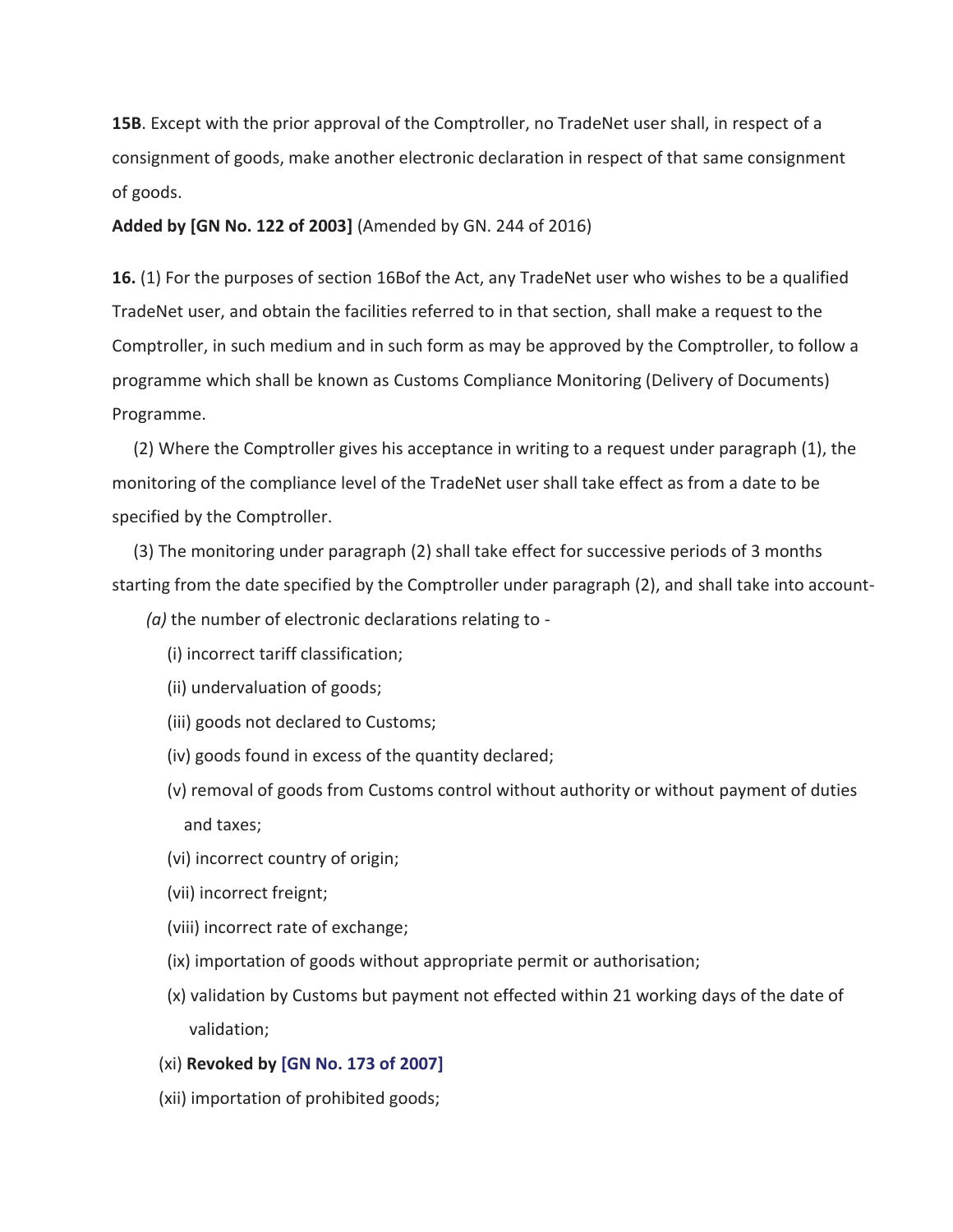**15B**. Except with the prior approval of the Comptroller, no TradeNet user shall, in respect of a consignment of goods, make another electronic declaration in respect of that same consignment of goods.

**Added by [GN No. 122 of 2003]** (Amended by GN. 244 of 2016)

**16.** (1) For the purposes of section 16Bof the Act, any TradeNet user who wishes to be a qualified TradeNet user, and obtain the facilities referred to in that section, shall make a request to the Comptroller, in such medium and in such form as may be approved by the Comptroller, to follow a programme which shall be known as Customs Compliance Monitoring (Delivery of Documents) Programme.

(2) Where the Comptroller gives his acceptance in writing to a request under paragraph (1), the monitoring of the compliance level of the TradeNet user shall take effect as from a date to be specified by the Comptroller.

(3) The monitoring under paragraph (2) shall take effect for successive periods of 3 months starting from the date specified by the Comptroller under paragraph (2), and shall take into account-

*(a)* the number of electronic declarations relating to -

(i) incorrect tariff classification;

(ii) undervaluation of goods;

(iii) goods not declared to Customs;

(iv) goods found in excess of the quantity declared;

(v) removal of goods from Customs control without authority or without payment of duties and taxes;

(vi) incorrect country of origin;

(vii) incorrect freight;

(viii) incorrect rate of exchange;

(ix) importation of goods without appropriate permit or authorisation;

(x) validation by Customs but payment not effected within 21 working days of the date of validation;

(xi) **Revoked by [GN No. 173 of 2007]**

(xii) importation of prohibited goods;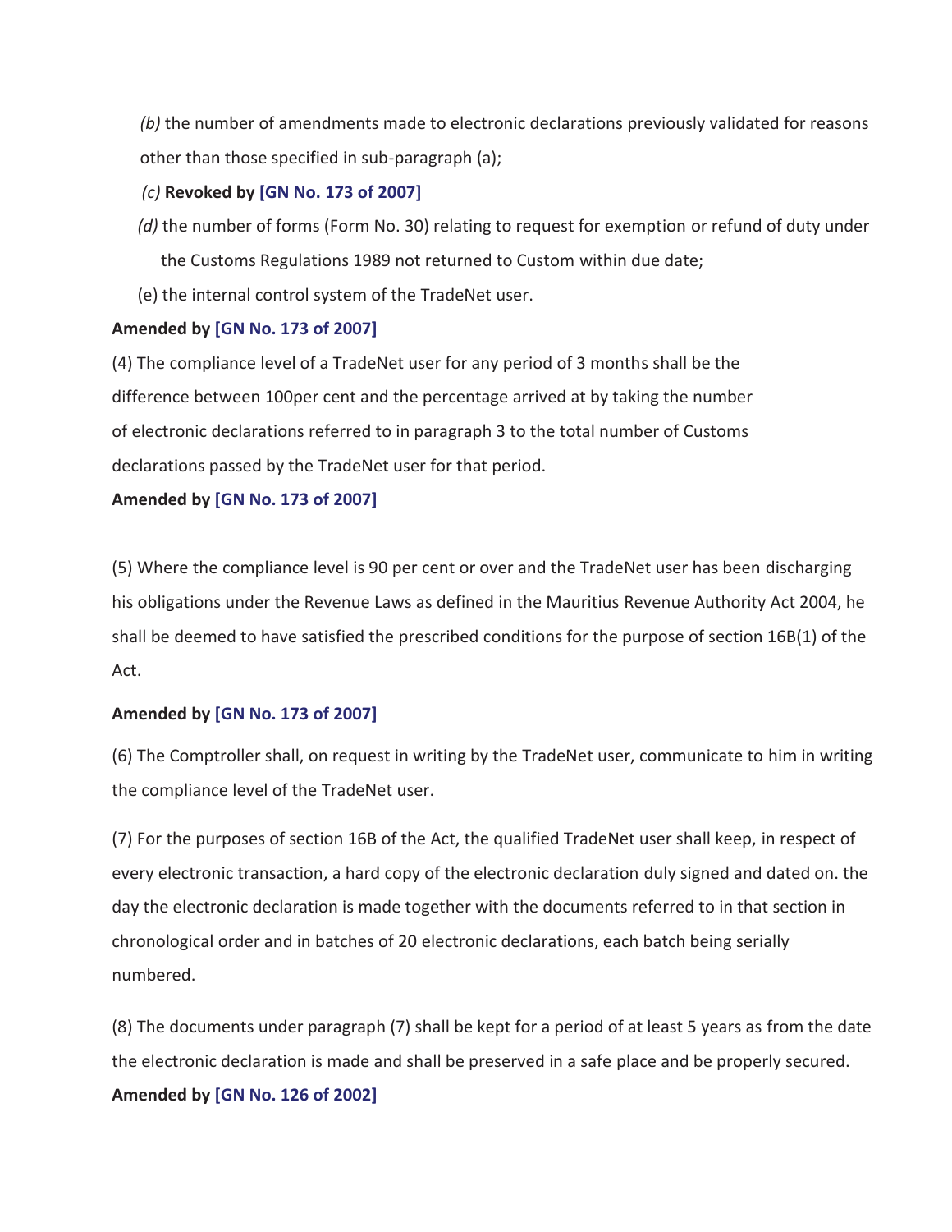*(b)* the number of amendments made to electronic declarations previously validated for reasons other than those specified in sub-paragraph (a);

*(c)* **Revoked by [GN No. 173 of 2007]**

*(d)* the number of forms (Form No. 30) relating to request for exemption or refund of duty under the Customs Regulations 1989 not returned to Custom within due date;

(e) the internal control system of the TradeNet user.

**Amended by [GN No. 173 of 2007]**

(4) The compliance level of a TradeNet user for any period of 3 months shall be the difference between 100per cent and the percentage arrived at by taking the number of electronic declarations referred to in paragraph 3 to the total number of Customs declarations passed by the TradeNet user for that period.

**Amended by [GN No. 173 of 2007]**

(5) Where the compliance level is 90 per cent or over and the TradeNet user has been discharging his obligations under the Revenue Laws as defined in the Mauritius Revenue Authority Act 2004, he shall be deemed to have satisfied the prescribed conditions for the purpose of section 16B(1) of the Act.

**Amended by [GN No. 173 of 2007]**

(6) The Comptroller shall, on request in writing by the TradeNet user, communicate to him in writing the compliance level of the TradeNet user.

(7) For the purposes of section 16B of the Act, the qualified TradeNet user shall keep, in respect of every electronic transaction, a hard copy of the electronic declaration duly signed and dated on. the day the electronic declaration is made together with the documents referred to in that section in chronological order and in batches of 20 electronic declarations, each batch being serially numbered.

(8) The documents under paragraph (7) shall be kept for a period of at least 5 years as from the date the electronic declaration is made and shall be preserved in a safe place and be properly secured.

**Amended by [GN No. 126 of 2002]**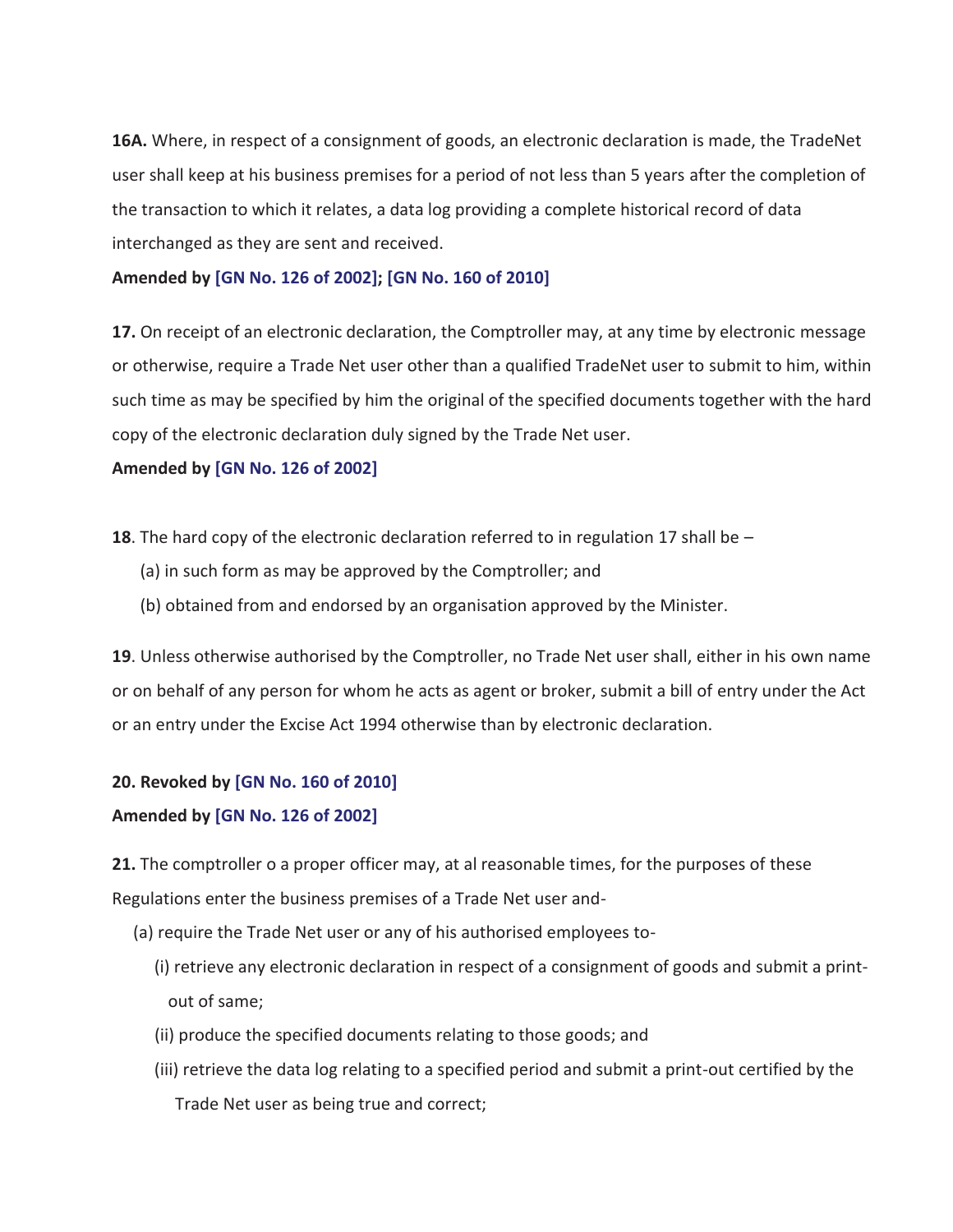**16A.** Where, in respect of a consignment of goods, an electronic declaration is made, the TradeNet user shall keep at his business premises for a period of not less than 5 years after the completion of the transaction to which it relates, a data log providing a complete historical record of data interchanged as they are sent and received.

**Amended by [GN No. 126 of 2002]; [GN No. 160 of 2010]**

**17.** On receipt of an electronic declaration, the Comptroller may, at any time by electronic message or otherwise, require a Trade Net user other than a qualified TradeNet user to submit to him, within such time as may be specified by him the original of the specified documents together with the hard copy of the electronic declaration duly signed by the Trade Net user.

**Amended by [GN No. 126 of 2002]**

**18**. The hard copy of the electronic declaration referred to in regulation 17 shall be –

(a) in such form as may be approved by the Comptroller; and

(b) obtained from and endorsed by an organisation approved by the Minister.

**19**. Unless otherwise authorised by the Comptroller, no Trade Net user shall, either in his own name or on behalf of any person for whom he acts as agent or broker, submit a bill of entry under the Act or an entry under the Excise Act 1994 otherwise than by electronic declaration.

**20. Revoked by [GN No. 160 of 2010]**

**Amended by [GN No. 126 of 2002]**

**21.** The comptroller o a proper officer may, at al reasonable times, for the purposes of these Regulations enter the business premises of a Trade Net user and-

(a) require the Trade Net user or any of his authorised employees to-

(i) retrieve any electronic declaration in respect of a consignment of goods and submit a print-out of same;

(ii) produce the specified documents relating to those goods; and

(iii) retrieve the data log relating to a specified period and submit a print-out certified by the Trade Net user as being true and correct;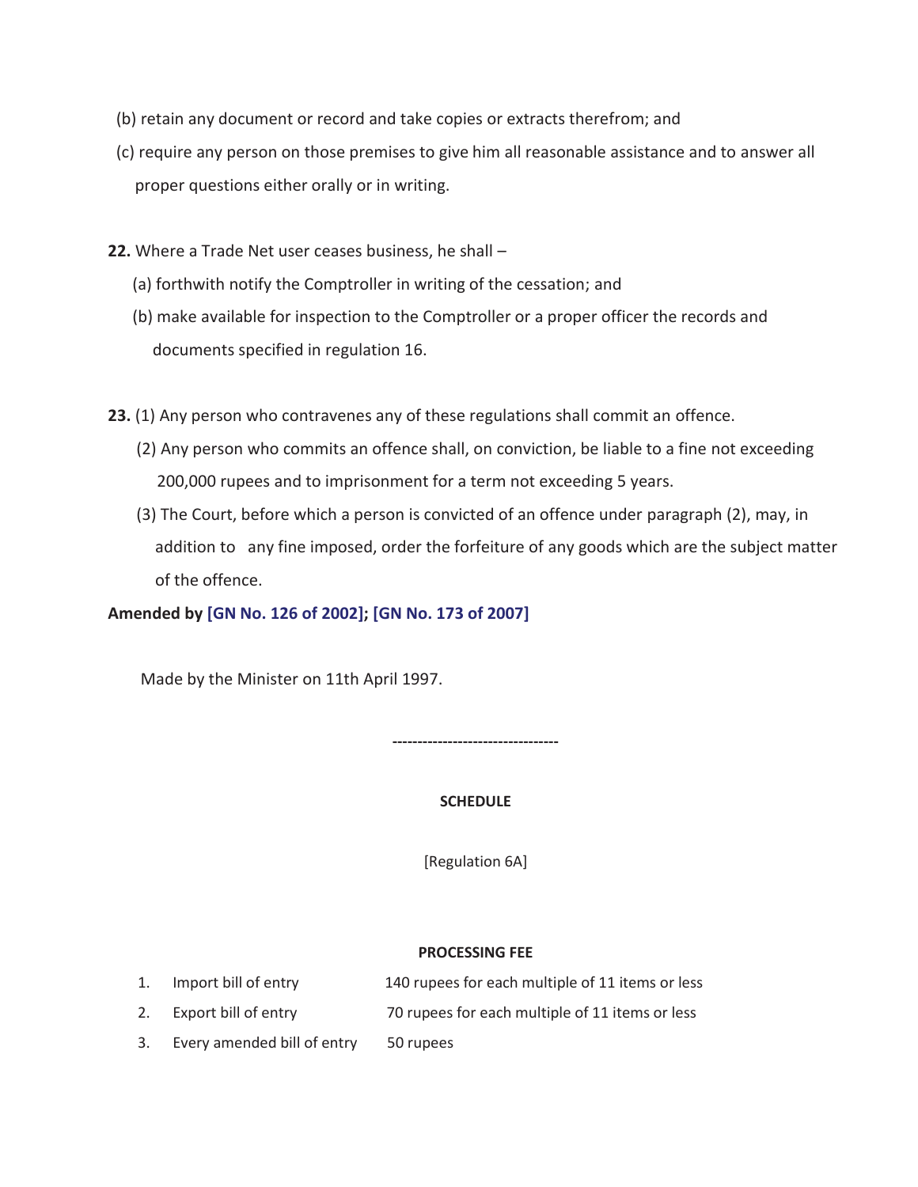(b) retain any document or record and take copies or extracts therefrom; and

(c) require any person on those premises to give him all reasonable assistance and to answer all proper questions either orally or in writing.

**22.** Where a Trade Net user ceases business, he shall –

(a) forthwith notify the Comptroller in writing of the cessation; and

(b) make available for inspection to the Comptroller or a proper officer the records and documents specified in regulation 16.

**23.** (1) Any person who contravenes any of these regulations shall commit an offence.

(2) Any person who commits an offence shall, on conviction, be liable to a fine not exceeding 200,000 rupees and to imprisonment for a term not exceeding 5 years.

(3) The Court, before which a person is convicted of an offence under paragraph (2), may, in addition to any fine imposed, order the forfeiture of any goods which are the subject matter of the offence.

**Amended by [GN No. 126 of 2002]; [GN No. 173 of 2007]**

Made by the Minister on 11th April 1997.

---------------------------------

**SCHEDULE**

[Regulation 6A]

**PROCESSING FEE**

| | | |
|---|---|---|
| 1. | Import bill of entry | 140 rupees for each multiple of 11 items or less |
| 2. | Export bill of entry | 70 rupees for each multiple of 11 items or less |
| 3. | Every amended bill of entry | 50 rupees |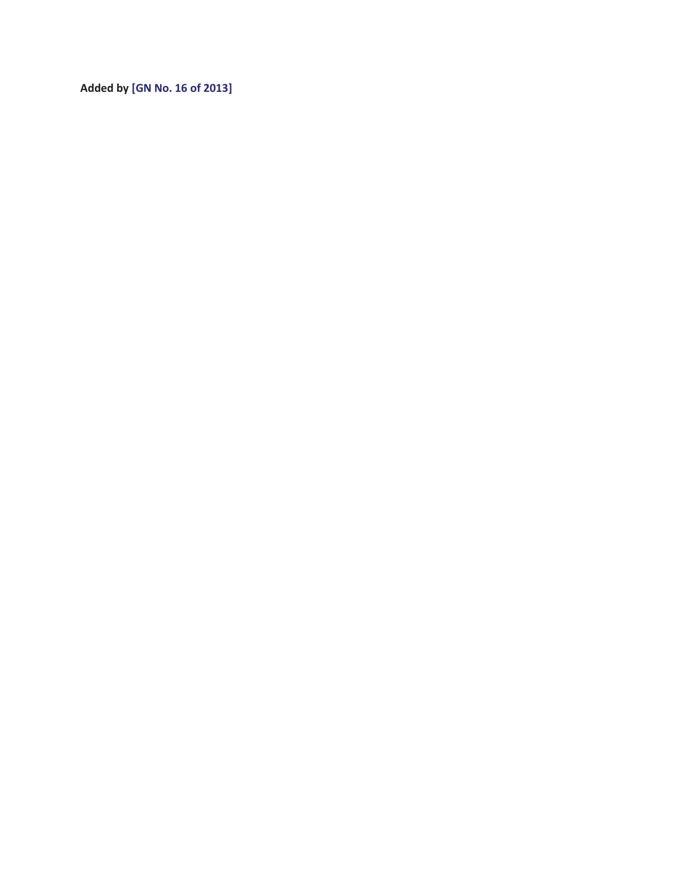**Added by [GN No. 16 of 2013]**